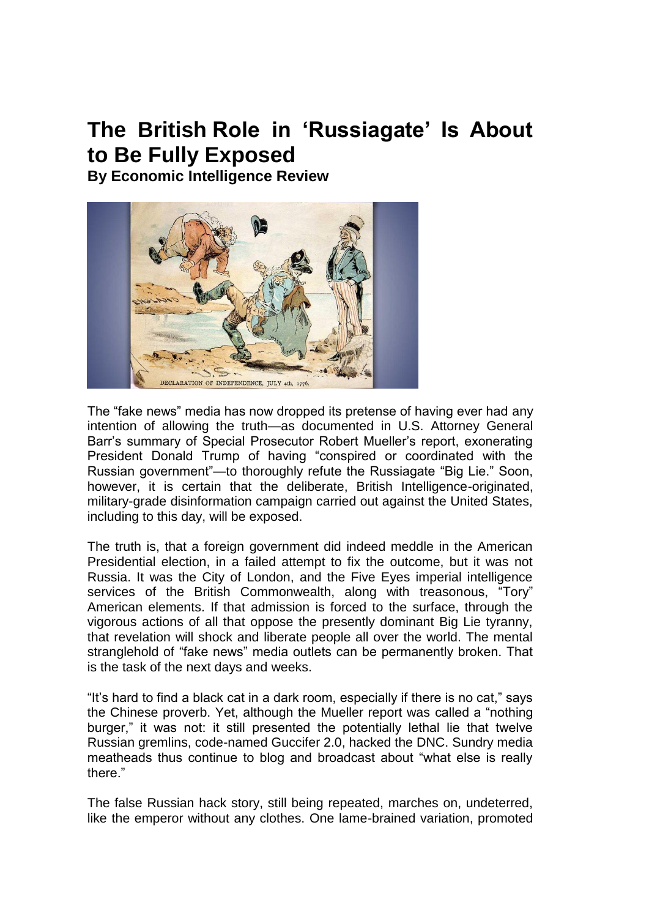# The British Role in 'Russiagate' Is About to Be Fully Exposed

**By Economic Intelligence Review**

The "fake news" media has now dropped its pretense of having ever had any intention of allowing the truth—as documented in U.S. Attorney General Barr's summary of Special Prosecutor Robert Mueller's report, exonerating President Donald Trump of having "conspired or coordinated with the Russian government"—to thoroughly refute the Russiagate "Big Lie." Soon, however, it is certain that the deliberate, British Intelligence-originated, military-grade disinformation campaign carried out against the United States, including to this day, will be exposed.

The truth is, that a foreign government did indeed meddle in the American Presidential election, in a failed attempt to fix the outcome, but it was not Russia. It was the City of London, and the Five Eyes imperial intelligence services of the British Commonwealth, along with treasonous, "Tory" American elements. If that admission is forced to the surface, through the vigorous actions of all that oppose the presently dominant Big Lie tyranny, that revelation will shock and liberate people all over the world. The mental stranglehold of "fake news" media outlets can be permanently broken. That is the task of the next days and weeks.

"It's hard to find a black cat in a dark room, especially if there is no cat," says the Chinese proverb. Yet, although the Mueller report was called a "nothing burger," it was not: it still presented the potentially lethal lie that twelve Russian gremlins, code-named Guccifer 2.0, hacked the DNC. Sundry media meatheads thus continue to blog and broadcast about "what else is really there."

The false Russian hack story, still being repeated, marches on, undeterred, like the emperor without any clothes. One lame-brained variation, promoted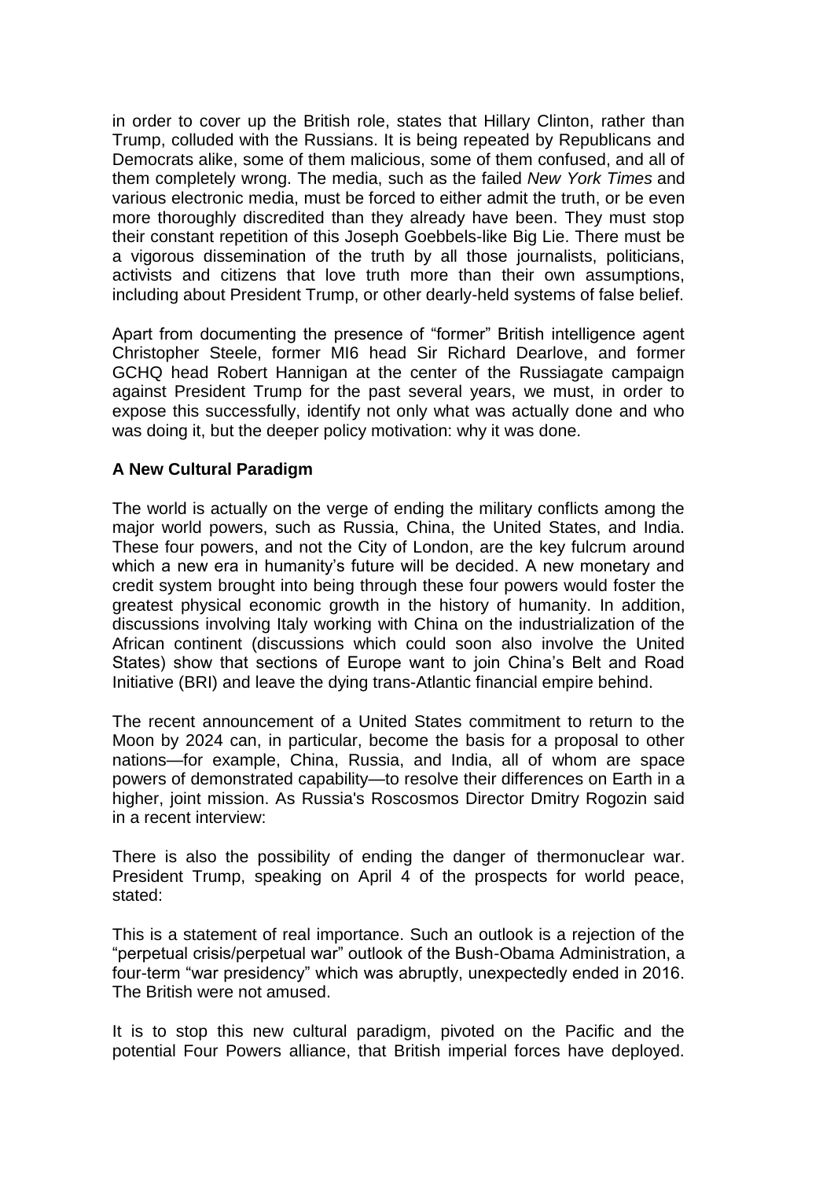in order to cover up the British role, states that Hillary Clinton, rather than Trump, colluded with the Russians. It is being repeated by Republicans and Democrats alike, some of them malicious, some of them confused, and all of them completely wrong. The media, such as the failed *New York Times* and various electronic media, must be forced to either admit the truth, or be even more thoroughly discredited than they already have been. They must stop their constant repetition of this Joseph Goebbels-like Big Lie. There must be a vigorous dissemination of the truth by all those journalists, politicians, activists and citizens that love truth more than their own assumptions, including about President Trump, or other dearly-held systems of false belief.

Apart from documenting the presence of "former" British intelligence agent Christopher Steele, former MI6 head Sir Richard Dearlove, and former GCHQ head Robert Hannigan at the center of the Russiagate campaign against President Trump for the past several years, we must, in order to expose this successfully, identify not only what was actually done and who was doing it, but the deeper policy motivation: why it was done.

**A New Cultural Paradigm**

The world is actually on the verge of ending the military conflicts among the major world powers, such as Russia, China, the United States, and India. These four powers, and not the City of London, are the key fulcrum around which a new era in humanity's future will be decided. A new monetary and credit system brought into being through these four powers would foster the greatest physical economic growth in the history of humanity. In addition, discussions involving Italy working with China on the industrialization of the African continent (discussions which could soon also involve the United States) show that sections of Europe want to join China's Belt and Road Initiative (BRI) and leave the dying trans-Atlantic financial empire behind.

The recent announcement of a United States commitment to return to the Moon by 2024 can, in particular, become the basis for a proposal to other nations—for example, China, Russia, and India, all of whom are space powers of demonstrated capability—to resolve their differences on Earth in a higher, joint mission. As Russia's Roscosmos Director Dmitry Rogozin said in a recent interview:

There is also the possibility of ending the danger of thermonuclear war. President Trump, speaking on April 4 of the prospects for world peace, stated:

This is a statement of real importance. Such an outlook is a rejection of the "perpetual crisis/perpetual war" outlook of the Bush-Obama Administration, a four-term "war presidency" which was abruptly, unexpectedly ended in 2016. The British were not amused.

It is to stop this new cultural paradigm, pivoted on the Pacific and the potential Four Powers alliance, that British imperial forces have deployed.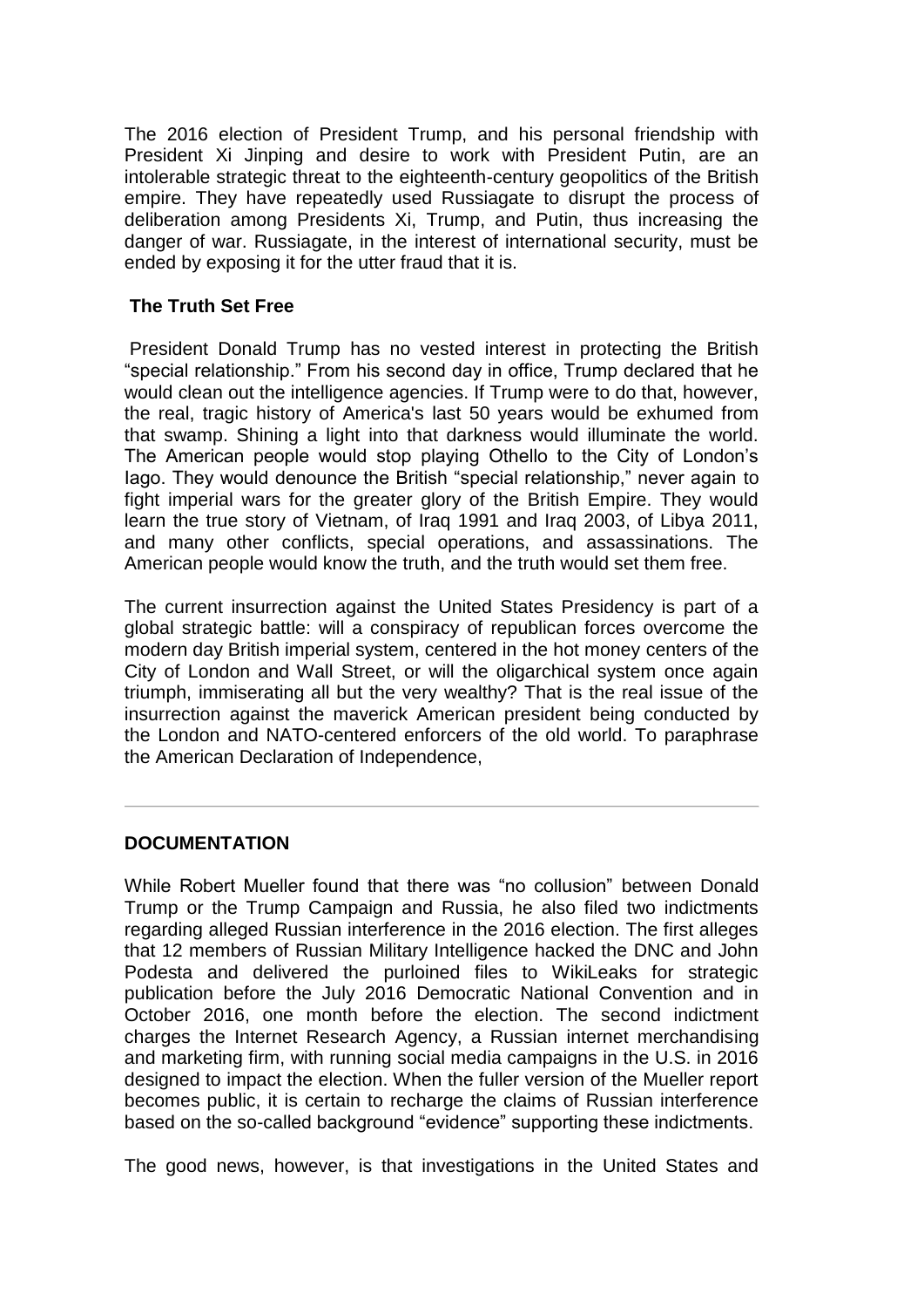The 2016 election of President Trump, and his personal friendship with President Xi Jinping and desire to work with President Putin, are an intolerable strategic threat to the eighteenth-century geopolitics of the British empire. They have repeatedly used Russiagate to disrupt the process of deliberation among Presidents Xi, Trump, and Putin, thus increasing the danger of war. Russiagate, in the interest of international security, must be ended by exposing it for the utter fraud that it is.

**The Truth Set Free**

President Donald Trump has no vested interest in protecting the British "special relationship." From his second day in office, Trump declared that he would clean out the intelligence agencies. If Trump were to do that, however, the real, tragic history of America's last 50 years would be exhumed from that swamp. Shining a light into that darkness would illuminate the world. The American people would stop playing Othello to the City of London's Iago. They would denounce the British "special relationship," never again to fight imperial wars for the greater glory of the British Empire. They would learn the true story of Vietnam, of Iraq 1991 and Iraq 2003, of Libya 2011, and many other conflicts, special operations, and assassinations. The American people would know the truth, and the truth would set them free.

The current insurrection against the United States Presidency is part of a global strategic battle: will a conspiracy of republican forces overcome the modern day British imperial system, centered in the hot money centers of the City of London and Wall Street, or will the oligarchical system once again triumph, immiserating all but the very wealthy? That is the real issue of the insurrection against the maverick American president being conducted by the London and NATO-centered enforcers of the old world. To paraphrase the American Declaration of Independence,

---

**DOCUMENTATION**

While Robert Mueller found that there was "no collusion" between Donald Trump or the Trump Campaign and Russia, he also filed two indictments regarding alleged Russian interference in the 2016 election. The first alleges that 12 members of Russian Military Intelligence hacked the DNC and John Podesta and delivered the purloined files to WikiLeaks for strategic publication before the July 2016 Democratic National Convention and in October 2016, one month before the election. The second indictment charges the Internet Research Agency, a Russian internet merchandising and marketing firm, with running social media campaigns in the U.S. in 2016 designed to impact the election. When the fuller version of the Mueller report becomes public, it is certain to recharge the claims of Russian interference based on the so-called background "evidence" supporting these indictments.

The good news, however, is that investigations in the United States and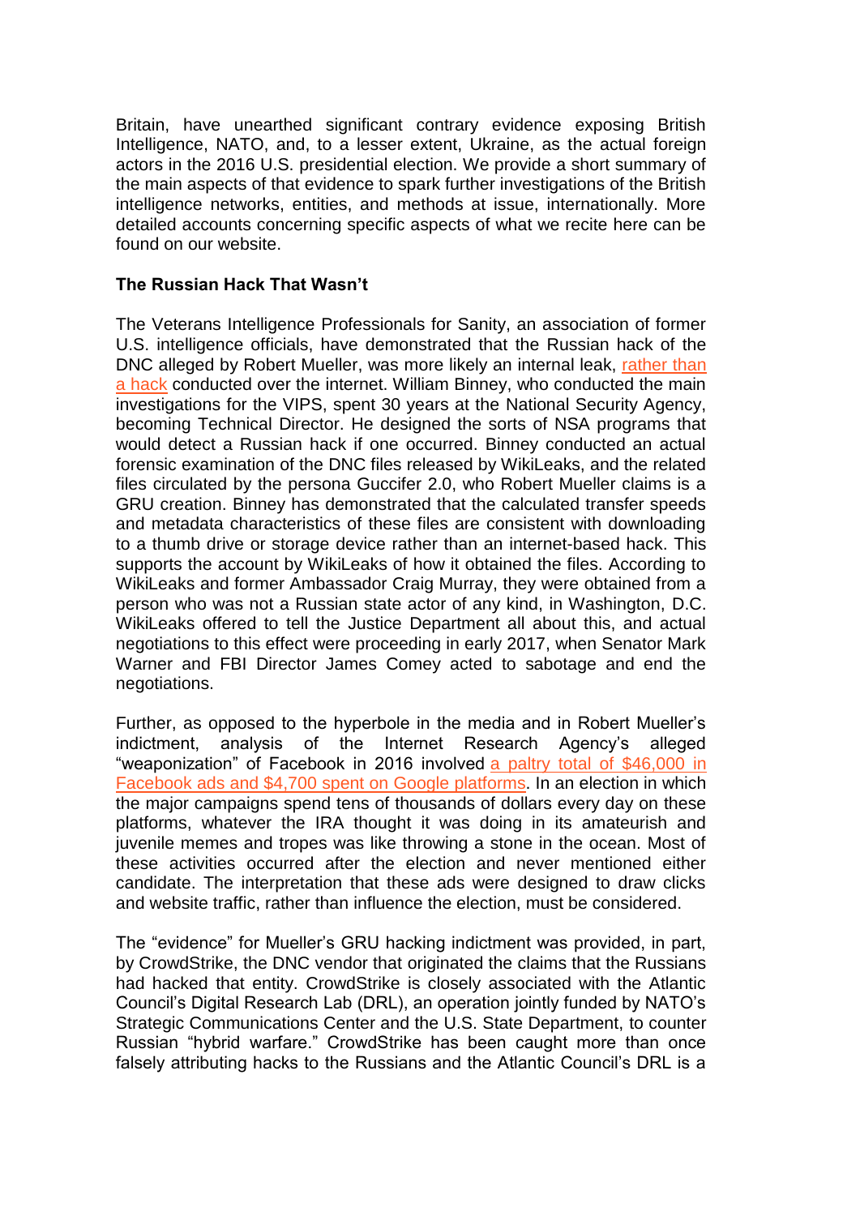Britain, have unearthed significant contrary evidence exposing British Intelligence, NATO, and, to a lesser extent, Ukraine, as the actual foreign actors in the 2016 U.S. presidential election. We provide a short summary of the main aspects of that evidence to spark further investigations of the British intelligence networks, entities, and methods at issue, internationally. More detailed accounts concerning specific aspects of what we recite here can be found on our website.

**The Russian Hack That Wasn't**

The Veterans Intelligence Professionals for Sanity, an association of former U.S. intelligence officials, have demonstrated that the Russian hack of the DNC alleged by Robert Mueller, was more likely an internal leak, rather than a hack conducted over the internet. William Binney, who conducted the main investigations for the VIPS, spent 30 years at the National Security Agency, becoming Technical Director. He designed the sorts of NSA programs that would detect a Russian hack if one occurred. Binney conducted an actual forensic examination of the DNC files released by WikiLeaks, and the related files circulated by the persona Guccifer 2.0, who Robert Mueller claims is a GRU creation. Binney has demonstrated that the calculated transfer speeds and metadata characteristics of these files are consistent with downloading to a thumb drive or storage device rather than an internet-based hack. This supports the account by WikiLeaks of how it obtained the files. According to WikiLeaks and former Ambassador Craig Murray, they were obtained from a person who was not a Russian state actor of any kind, in Washington, D.C. WikiLeaks offered to tell the Justice Department all about this, and actual negotiations to this effect were proceeding in early 2017, when Senator Mark Warner and FBI Director James Comey acted to sabotage and end the negotiations.

Further, as opposed to the hyperbole in the media and in Robert Mueller's indictment, analysis of the Internet Research Agency's alleged "weaponization" of Facebook in 2016 involved a paltry total of $46,000 in Facebook ads and $4,700 spent on Google platforms. In an election in which the major campaigns spend tens of thousands of dollars every day on these platforms, whatever the IRA thought it was doing in its amateurish and juvenile memes and tropes was like throwing a stone in the ocean. Most of these activities occurred after the election and never mentioned either candidate. The interpretation that these ads were designed to draw clicks and website traffic, rather than influence the election, must be considered.

The "evidence" for Mueller's GRU hacking indictment was provided, in part, by CrowdStrike, the DNC vendor that originated the claims that the Russians had hacked that entity. CrowdStrike is closely associated with the Atlantic Council's Digital Research Lab (DRL), an operation jointly funded by NATO's Strategic Communications Center and the U.S. State Department, to counter Russian "hybrid warfare." CrowdStrike has been caught more than once falsely attributing hacks to the Russians and the Atlantic Council's DRL is a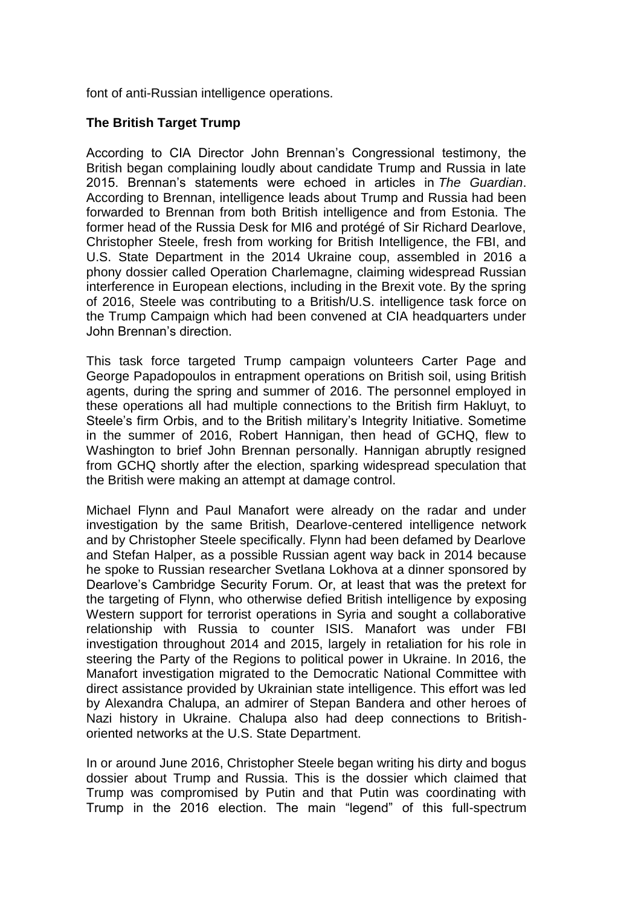font of anti-Russian intelligence operations.

**The British Target Trump**

According to CIA Director John Brennan's Congressional testimony, the British began complaining loudly about candidate Trump and Russia in late 2015. Brennan's statements were echoed in articles in *The Guardian*. According to Brennan, intelligence leads about Trump and Russia had been forwarded to Brennan from both British intelligence and from Estonia. The former head of the Russia Desk for MI6 and protégé of Sir Richard Dearlove, Christopher Steele, fresh from working for British Intelligence, the FBI, and U.S. State Department in the 2014 Ukraine coup, assembled in 2016 a phony dossier called Operation Charlemagne, claiming widespread Russian interference in European elections, including in the Brexit vote. By the spring of 2016, Steele was contributing to a British/U.S. intelligence task force on the Trump Campaign which had been convened at CIA headquarters under John Brennan's direction.

This task force targeted Trump campaign volunteers Carter Page and George Papadopoulos in entrapment operations on British soil, using British agents, during the spring and summer of 2016. The personnel employed in these operations all had multiple connections to the British firm Hakluyt, to Steele's firm Orbis, and to the British military's Integrity Initiative. Sometime in the summer of 2016, Robert Hannigan, then head of GCHQ, flew to Washington to brief John Brennan personally. Hannigan abruptly resigned from GCHQ shortly after the election, sparking widespread speculation that the British were making an attempt at damage control.

Michael Flynn and Paul Manafort were already on the radar and under investigation by the same British, Dearlove-centered intelligence network and by Christopher Steele specifically. Flynn had been defamed by Dearlove and Stefan Halper, as a possible Russian agent way back in 2014 because he spoke to Russian researcher Svetlana Lokhova at a dinner sponsored by Dearlove's Cambridge Security Forum. Or, at least that was the pretext for the targeting of Flynn, who otherwise defied British intelligence by exposing Western support for terrorist operations in Syria and sought a collaborative relationship with Russia to counter ISIS. Manafort was under FBI investigation throughout 2014 and 2015, largely in retaliation for his role in steering the Party of the Regions to political power in Ukraine. In 2016, the Manafort investigation migrated to the Democratic National Committee with direct assistance provided by Ukrainian state intelligence. This effort was led by Alexandra Chalupa, an admirer of Stepan Bandera and other heroes of Nazi history in Ukraine. Chalupa also had deep connections to British-oriented networks at the U.S. State Department.

In or around June 2016, Christopher Steele began writing his dirty and bogus dossier about Trump and Russia. This is the dossier which claimed that Trump was compromised by Putin and that Putin was coordinating with Trump in the 2016 election. The main "legend" of this full-spectrum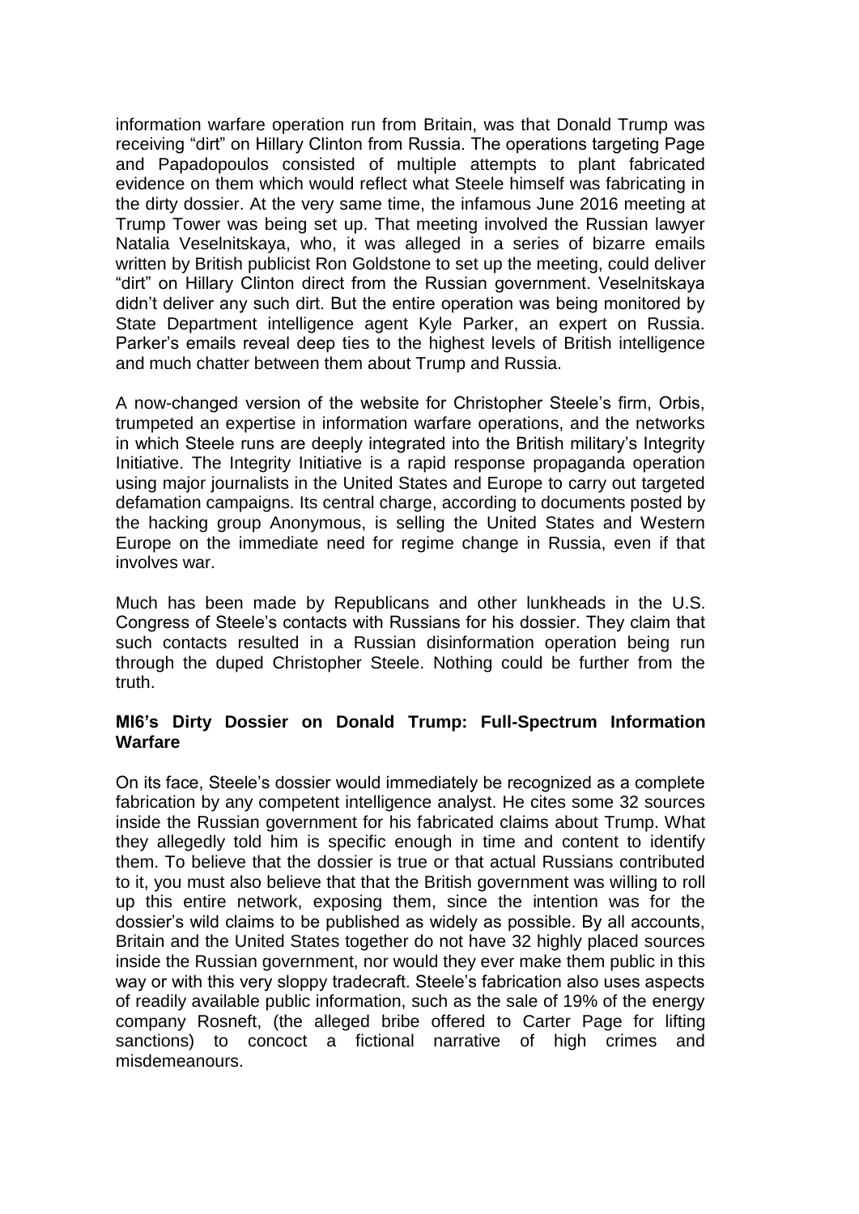information warfare operation run from Britain, was that Donald Trump was receiving "dirt" on Hillary Clinton from Russia. The operations targeting Page and Papadopoulos consisted of multiple attempts to plant fabricated evidence on them which would reflect what Steele himself was fabricating in the dirty dossier. At the very same time, the infamous June 2016 meeting at Trump Tower was being set up. That meeting involved the Russian lawyer Natalia Veselnitskaya, who, it was alleged in a series of bizarre emails written by British publicist Ron Goldstone to set up the meeting, could deliver "dirt" on Hillary Clinton direct from the Russian government. Veselnitskaya didn't deliver any such dirt. But the entire operation was being monitored by State Department intelligence agent Kyle Parker, an expert on Russia. Parker's emails reveal deep ties to the highest levels of British intelligence and much chatter between them about Trump and Russia.

A now-changed version of the website for Christopher Steele's firm, Orbis, trumpeted an expertise in information warfare operations, and the networks in which Steele runs are deeply integrated into the British military's Integrity Initiative. The Integrity Initiative is a rapid response propaganda operation using major journalists in the United States and Europe to carry out targeted defamation campaigns. Its central charge, according to documents posted by the hacking group Anonymous, is selling the United States and Western Europe on the immediate need for regime change in Russia, even if that involves war.

Much has been made by Republicans and other lunkheads in the U.S. Congress of Steele's contacts with Russians for his dossier. They claim that such contacts resulted in a Russian disinformation operation being run through the duped Christopher Steele. Nothing could be further from the truth.

### MI6's Dirty Dossier on Donald Trump: Full-Spectrum Information Warfare

On its face, Steele's dossier would immediately be recognized as a complete fabrication by any competent intelligence analyst. He cites some 32 sources inside the Russian government for his fabricated claims about Trump. What they allegedly told him is specific enough in time and content to identify them. To believe that the dossier is true or that actual Russians contributed to it, you must also believe that that the British government was willing to roll up this entire network, exposing them, since the intention was for the dossier's wild claims to be published as widely as possible. By all accounts, Britain and the United States together do not have 32 highly placed sources inside the Russian government, nor would they ever make them public in this way or with this very sloppy tradecraft. Steele's fabrication also uses aspects of readily available public information, such as the sale of 19% of the energy company Rosneft, (the alleged bribe offered to Carter Page for lifting sanctions) to concoct a fictional narrative of high crimes and misdemeanours.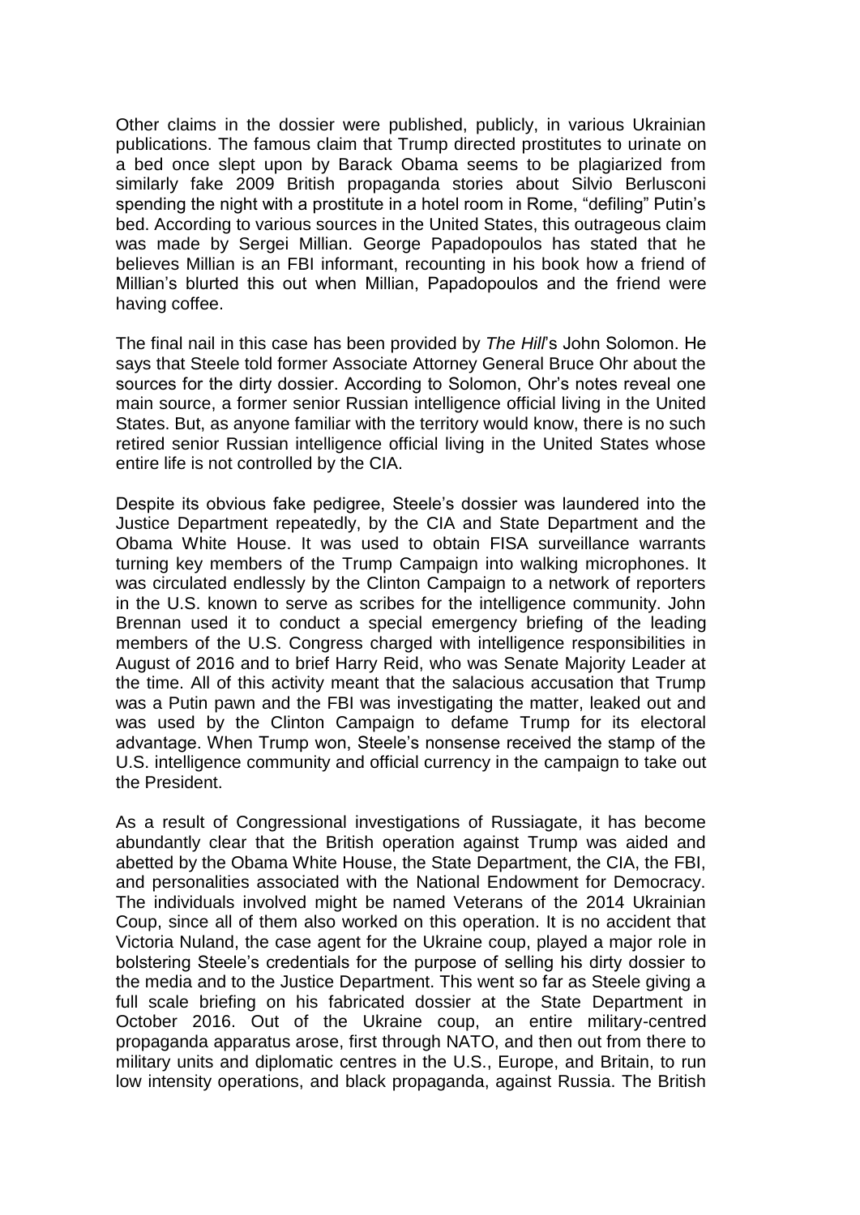Other claims in the dossier were published, publicly, in various Ukrainian publications. The famous claim that Trump directed prostitutes to urinate on a bed once slept upon by Barack Obama seems to be plagiarized from similarly fake 2009 British propaganda stories about Silvio Berlusconi spending the night with a prostitute in a hotel room in Rome, "defiling" Putin's bed. According to various sources in the United States, this outrageous claim was made by Sergei Millian. George Papadopoulos has stated that he believes Millian is an FBI informant, recounting in his book how a friend of Millian's blurted this out when Millian, Papadopoulos and the friend were having coffee.

The final nail in this case has been provided by *The Hill*'s John Solomon. He says that Steele told former Associate Attorney General Bruce Ohr about the sources for the dirty dossier. According to Solomon, Ohr's notes reveal one main source, a former senior Russian intelligence official living in the United States. But, as anyone familiar with the territory would know, there is no such retired senior Russian intelligence official living in the United States whose entire life is not controlled by the CIA.

Despite its obvious fake pedigree, Steele's dossier was laundered into the Justice Department repeatedly, by the CIA and State Department and the Obama White House. It was used to obtain FISA surveillance warrants turning key members of the Trump Campaign into walking microphones. It was circulated endlessly by the Clinton Campaign to a network of reporters in the U.S. known to serve as scribes for the intelligence community. John Brennan used it to conduct a special emergency briefing of the leading members of the U.S. Congress charged with intelligence responsibilities in August of 2016 and to brief Harry Reid, who was Senate Majority Leader at the time. All of this activity meant that the salacious accusation that Trump was a Putin pawn and the FBI was investigating the matter, leaked out and was used by the Clinton Campaign to defame Trump for its electoral advantage. When Trump won, Steele's nonsense received the stamp of the U.S. intelligence community and official currency in the campaign to take out the President.

As a result of Congressional investigations of Russiagate, it has become abundantly clear that the British operation against Trump was aided and abetted by the Obama White House, the State Department, the CIA, the FBI, and personalities associated with the National Endowment for Democracy. The individuals involved might be named Veterans of the 2014 Ukrainian Coup, since all of them also worked on this operation. It is no accident that Victoria Nuland, the case agent for the Ukraine coup, played a major role in bolstering Steele's credentials for the purpose of selling his dirty dossier to the media and to the Justice Department. This went so far as Steele giving a full scale briefing on his fabricated dossier at the State Department in October 2016. Out of the Ukraine coup, an entire military-centred propaganda apparatus arose, first through NATO, and then out from there to military units and diplomatic centres in the U.S., Europe, and Britain, to run low intensity operations, and black propaganda, against Russia. The British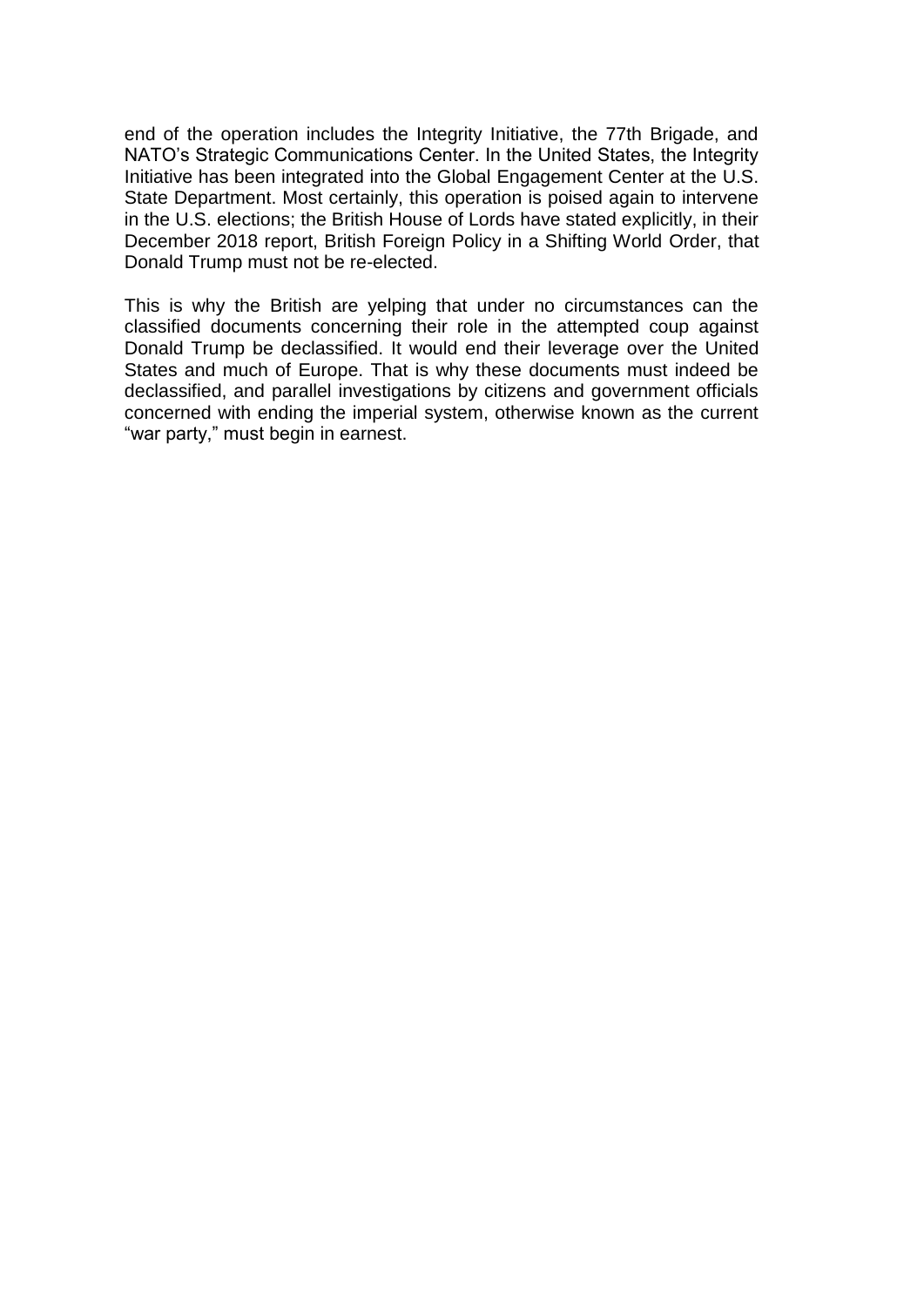end of the operation includes the Integrity Initiative, the 77th Brigade, and NATO's Strategic Communications Center. In the United States, the Integrity Initiative has been integrated into the Global Engagement Center at the U.S. State Department. Most certainly, this operation is poised again to intervene in the U.S. elections; the British House of Lords have stated explicitly, in their December 2018 report, British Foreign Policy in a Shifting World Order, that Donald Trump must not be re-elected.

This is why the British are yelping that under no circumstances can the classified documents concerning their role in the attempted coup against Donald Trump be declassified. It would end their leverage over the United States and much of Europe. That is why these documents must indeed be declassified, and parallel investigations by citizens and government officials concerned with ending the imperial system, otherwise known as the current "war party," must begin in earnest.